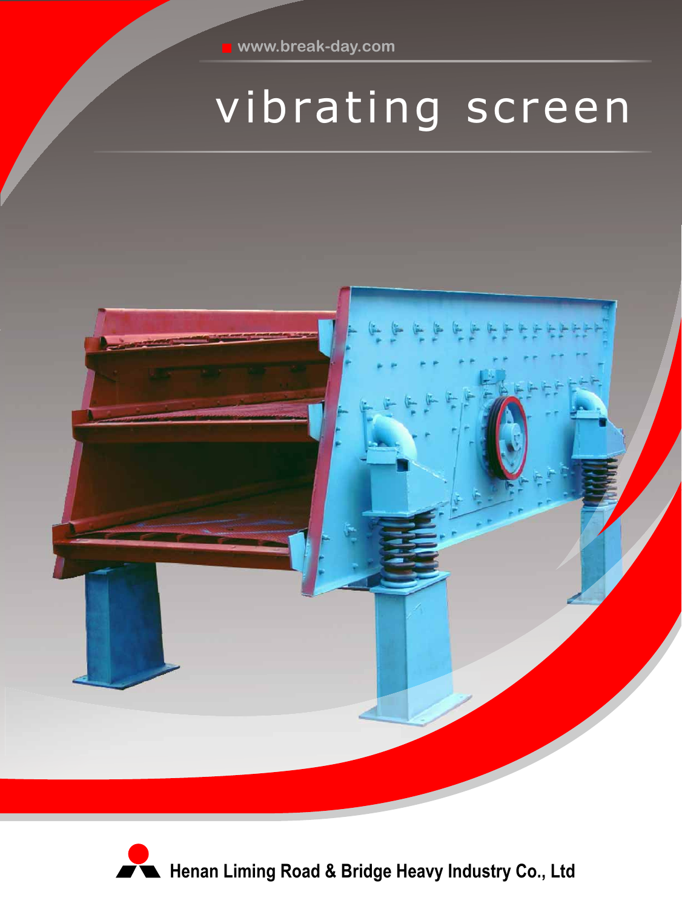www.break-day.com

# vibrating screen

Henan Liming Road & Bridge Heavy Industry Co., Ltd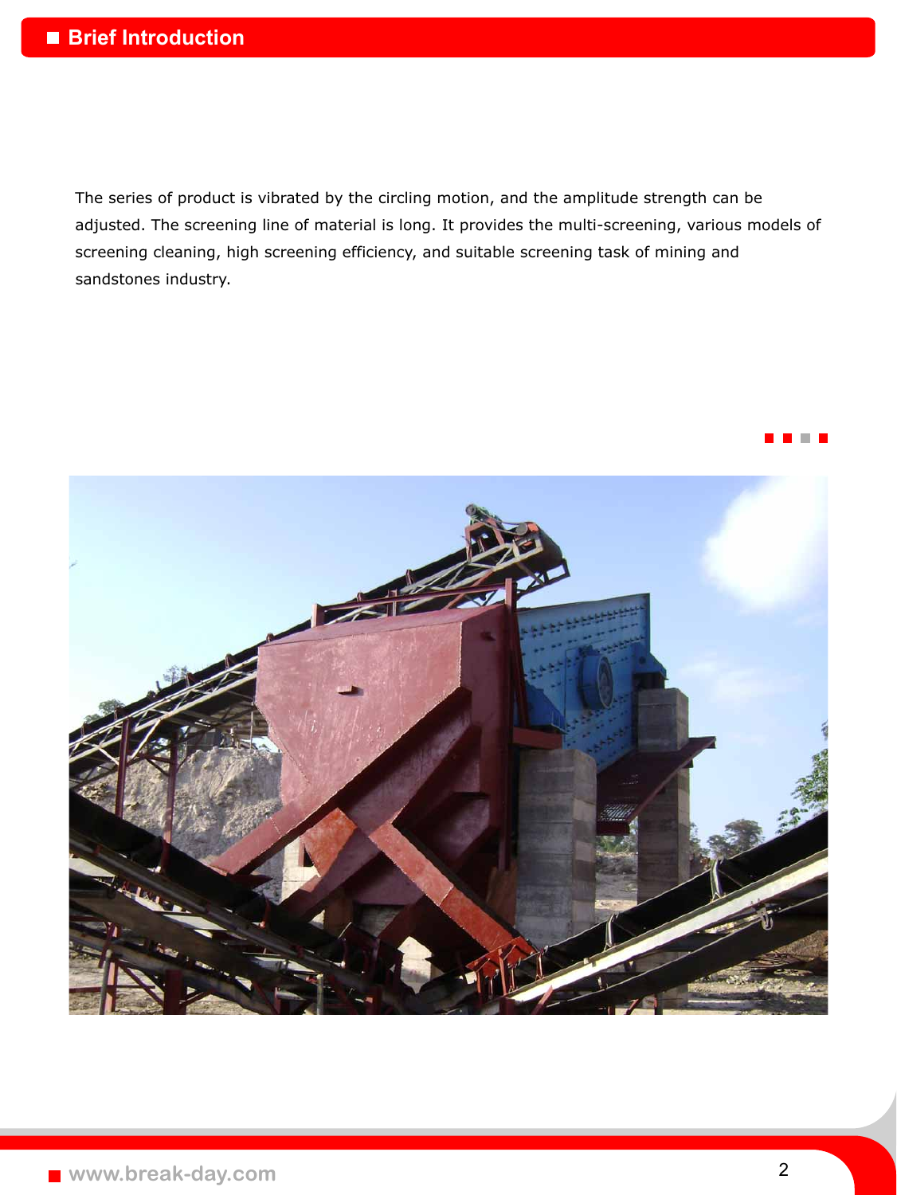## Brief Introduction

The series of product is vibrated by the circling motion, and the amplitude strength can be adjusted. The screening line of material is long. It provides the multi-screening, various models of screening cleaning, high screening efficiency, and suitable screening task of mining and sandstones industry.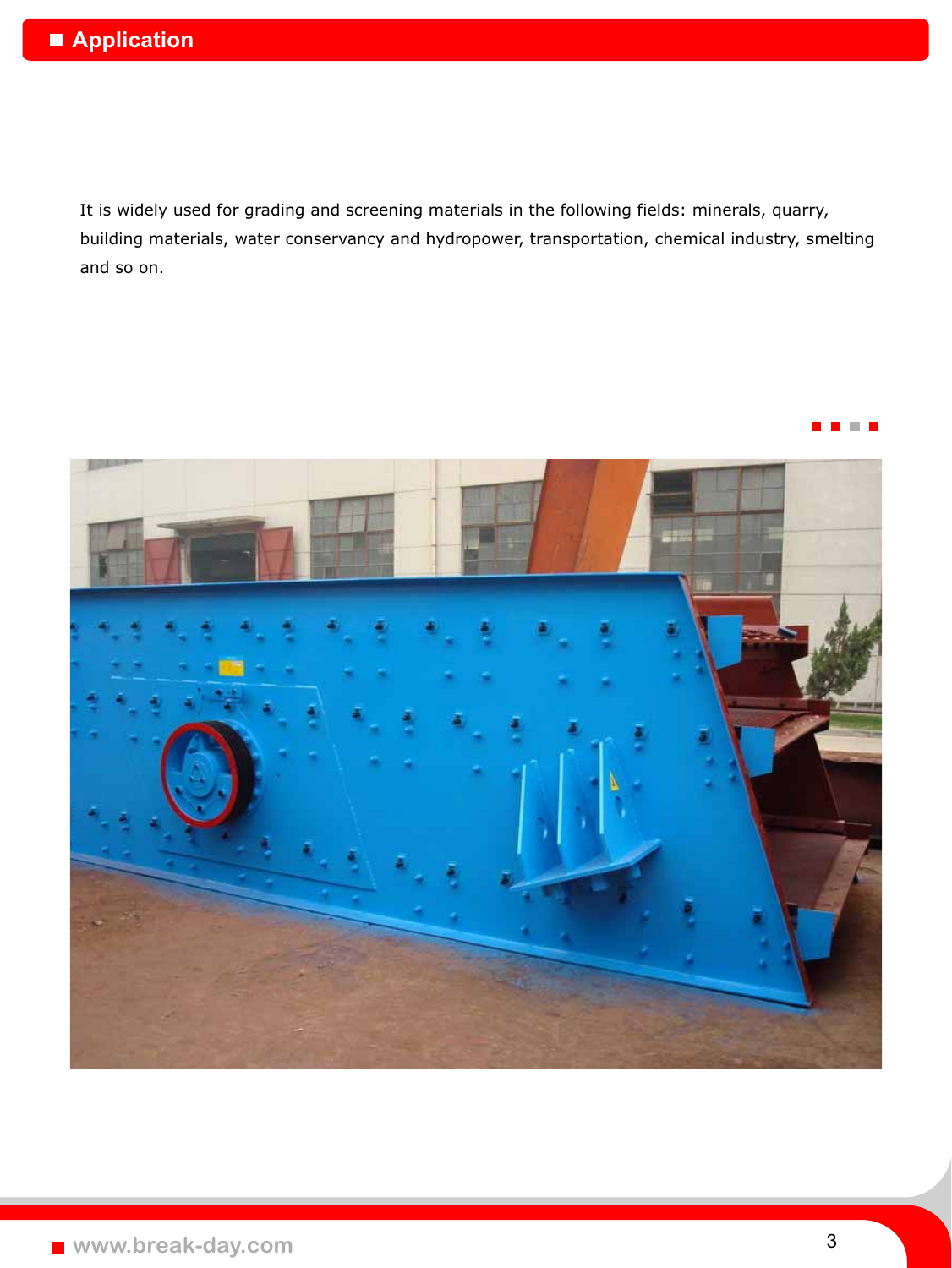## Application

It is widely used for grading and screening materials in the following fields: minerals, quarry, building materials, water conservancy and hydropower, transportation, chemical industry, smelting and so on.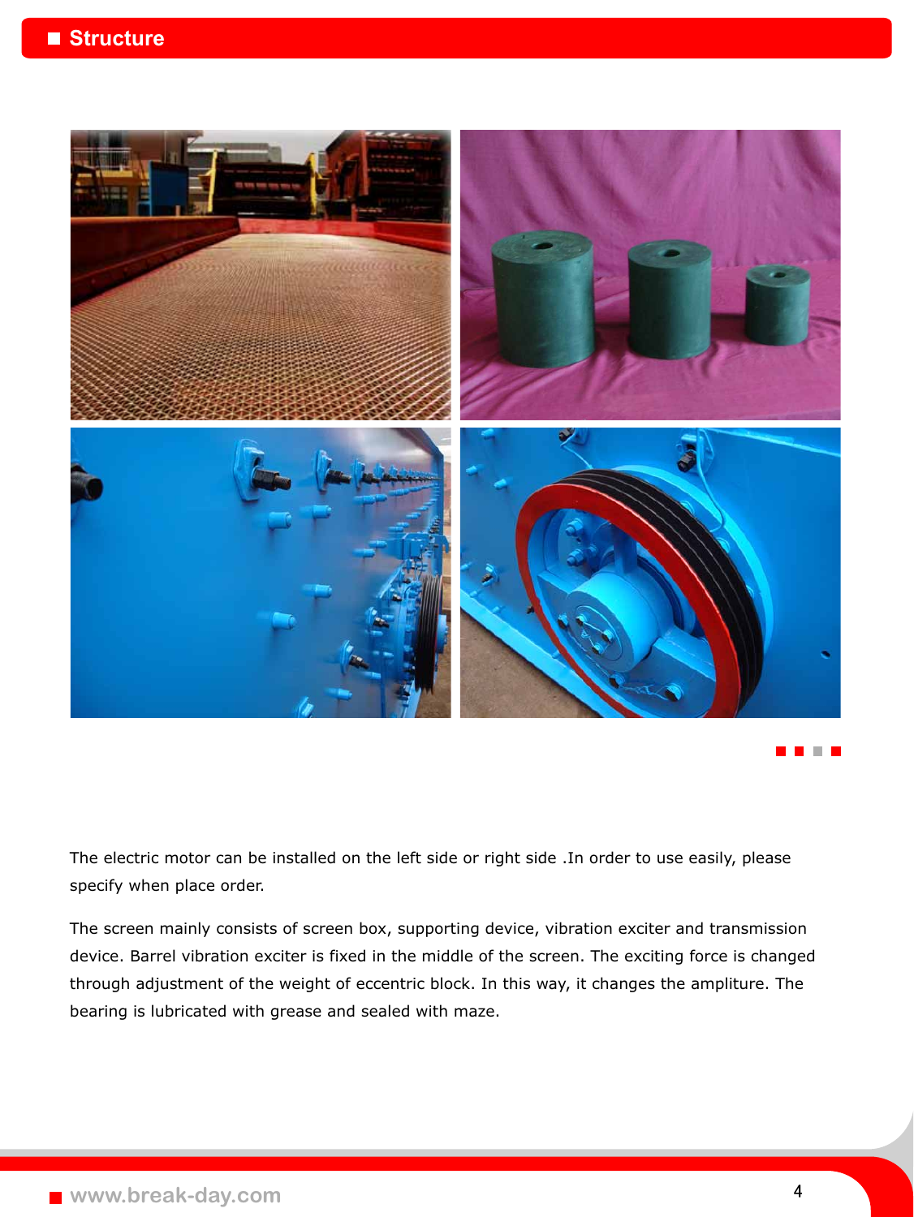## Structure

The electric motor can be installed on the left side or right side .In order to use easily, please specify when place order.

The screen mainly consists of screen box, supporting device, vibration exciter and transmission device. Barrel vibration exciter is fixed in the middle of the screen. The exciting force is changed through adjustment of the weight of eccentric block. In this way, it changes the amplitude. The bearing is lubricated with grease and sealed with maze.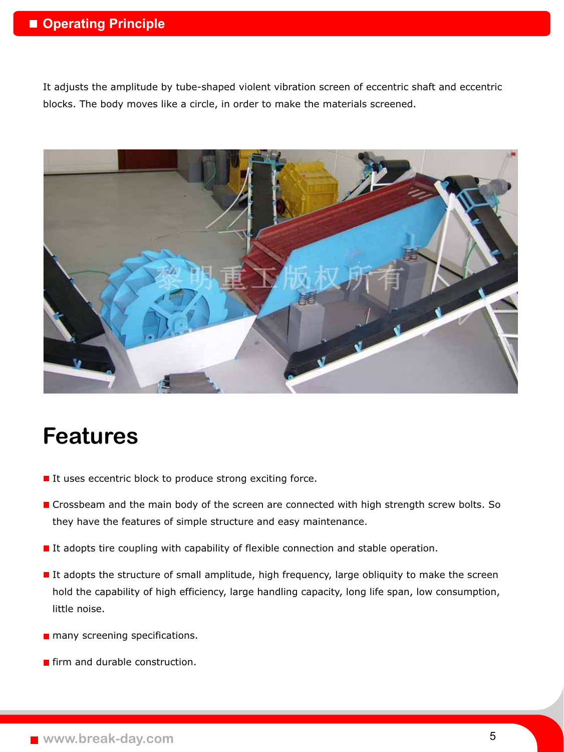## Operating Principle

It adjusts the amplitude by tube-shaped violent vibration screen of eccentric shaft and eccentric blocks. The body moves like a circle, in order to make the materials screened.

# Features

- It uses eccentric block to produce strong exciting force.
- Crossbeam and the main body of the screen are connected with high strength screw bolts. So they have the features of simple structure and easy maintenance.
- It adopts tire coupling with capability of flexible connection and stable operation.
- It adopts the structure of small amplitude, high frequency, large obliquity to make the screen hold the capability of high efficiency, large handling capacity, long life span, low consumption, little noise.
- many screening specifications.
- firm and durable construction.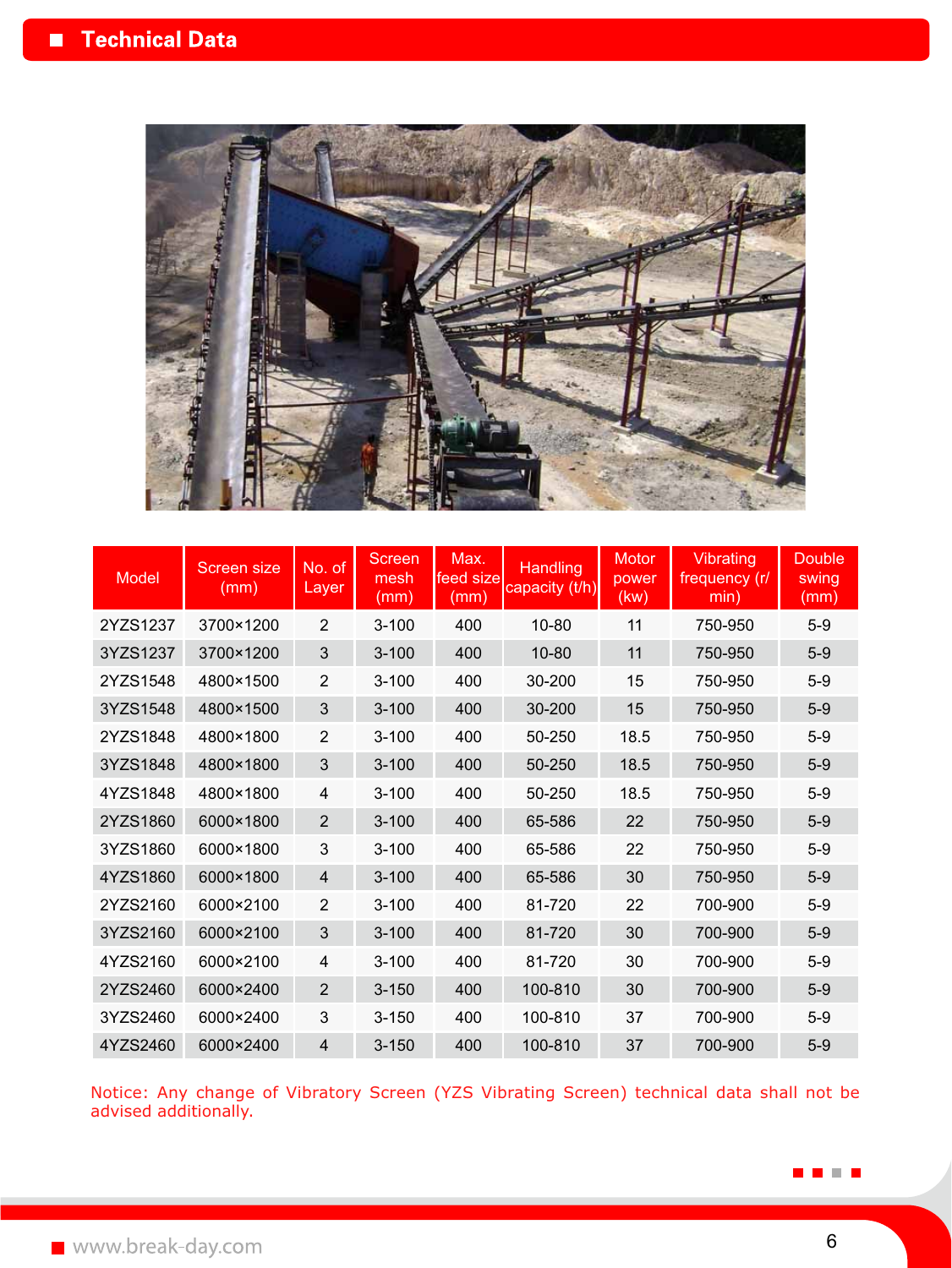## Technical Data

| Model | Screen size (mm) | No. of Layer | Screen mesh (mm) | Max. feed size (mm) | Handling capacity (t/h) | Motor power (kw) | Vibrating frequency (r/min) | Double swing (mm) |
|---|---|---|---|---|---|---|---|---|
| 2YZS1237 | 3700×1200 | 2 | 3-100 | 400 | 10-80 | 11 | 750-950 | 5-9 |
| 3YZS1237 | 3700×1200 | 3 | 3-100 | 400 | 10-80 | 11 | 750-950 | 5-9 |
| 2YZS1548 | 4800×1500 | 2 | 3-100 | 400 | 30-200 | 15 | 750-950 | 5-9 |
| 3YZS1548 | 4800×1500 | 3 | 3-100 | 400 | 30-200 | 15 | 750-950 | 5-9 |
| 2YZS1848 | 4800×1800 | 2 | 3-100 | 400 | 50-250 | 18.5 | 750-950 | 5-9 |
| 3YZS1848 | 4800×1800 | 3 | 3-100 | 400 | 50-250 | 18.5 | 750-950 | 5-9 |
| 4YZS1848 | 4800×1800 | 4 | 3-100 | 400 | 50-250 | 18.5 | 750-950 | 5-9 |
| 2YZS1860 | 6000×1800 | 2 | 3-100 | 400 | 65-586 | 22 | 750-950 | 5-9 |
| 3YZS1860 | 6000×1800 | 3 | 3-100 | 400 | 65-586 | 22 | 750-950 | 5-9 |
| 4YZS1860 | 6000×1800 | 4 | 3-100 | 400 | 65-586 | 30 | 750-950 | 5-9 |
| 2YZS2160 | 6000×2100 | 2 | 3-100 | 400 | 81-720 | 22 | 700-900 | 5-9 |
| 3YZS2160 | 6000×2100 | 3 | 3-100 | 400 | 81-720 | 30 | 700-900 | 5-9 |
| 4YZS2160 | 6000×2100 | 4 | 3-100 | 400 | 81-720 | 30 | 700-900 | 5-9 |
| 2YZS2460 | 6000×2400 | 2 | 3-150 | 400 | 100-810 | 30 | 700-900 | 5-9 |
| 3YZS2460 | 6000×2400 | 3 | 3-150 | 400 | 100-810 | 37 | 700-900 | 5-9 |
| 4YZS2460 | 6000×2400 | 4 | 3-150 | 400 | 100-810 | 37 | 700-900 | 5-9 |

Notice: Any change of Vibratory Screen (YZS Vibrating Screen) technical data shall not be advised additionally.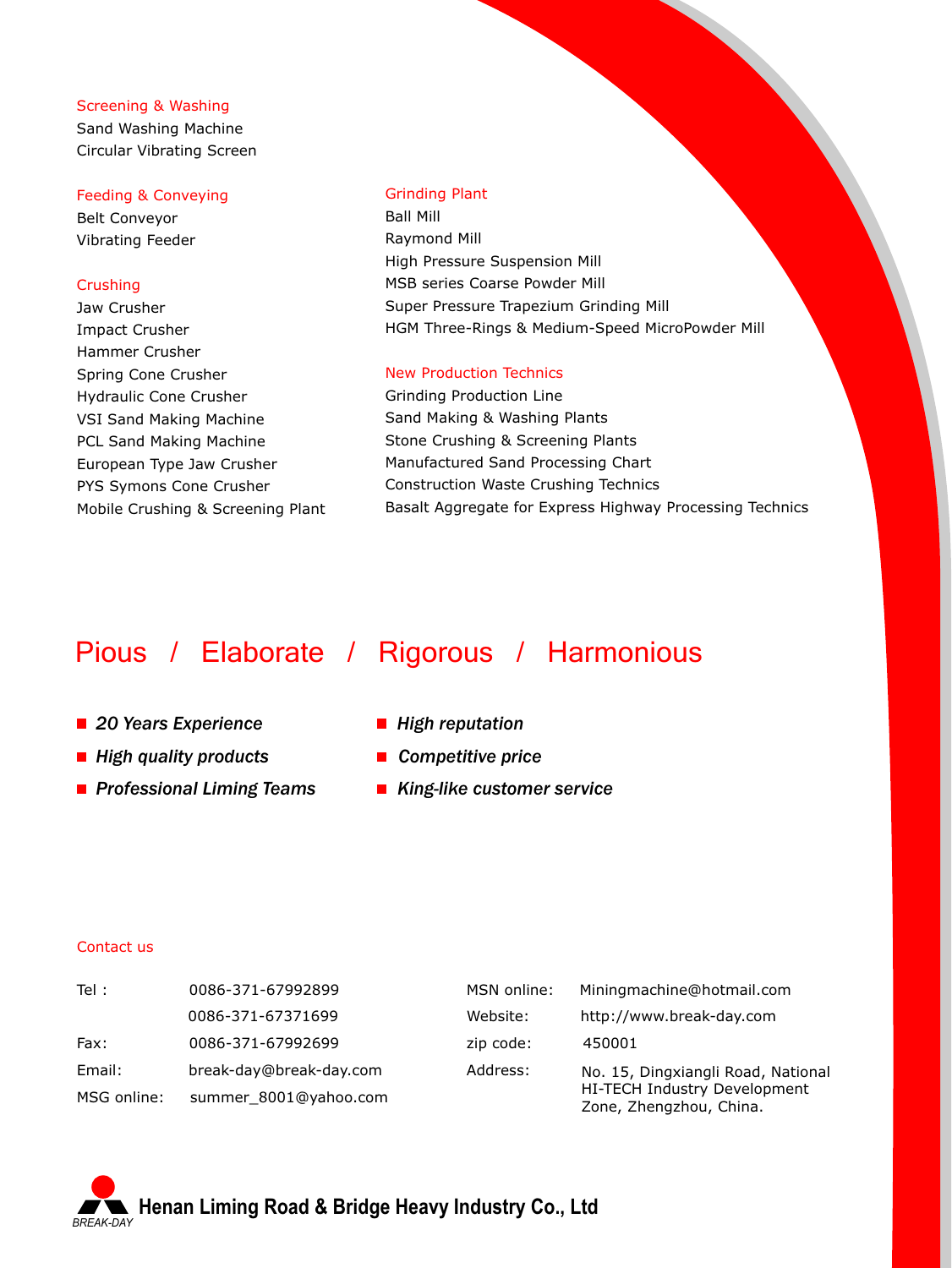### Screening & Washing

Sand Washing Machine
Circular Vibrating Screen

### Feeding & Conveying

Belt Conveyor
Vibrating Feeder

### Crushing

Jaw Crusher
Impact Crusher
Hammer Crusher
Spring Cone Crusher
Hydraulic Cone Crusher
VSI Sand Making Machine
PCL Sand Making Machine
European Type Jaw Crusher
PYS Symons Cone Crusher
Mobile Crushing & Screening Plant

### Grinding Plant

Ball Mill
Raymond Mill
High Pressure Suspension Mill
MSB series Coarse Powder Mill
Super Pressure Trapezium Grinding Mill
HGM Three-Rings & Medium-Speed MicroPowder Mill

### New Production Technics

Grinding Production Line
Sand Making & Washing Plants
Stone Crushing & Screening Plants
Manufactured Sand Processing Chart
Construction Waste Crushing Technics
Basalt Aggregate for Express Highway Processing Technics

## Pious / Elaborate / Rigorous / Harmonious

- ***20 Years Experience***
- ***High quality products***
- ***Professional Liming Teams***
- ***High reputation***
- ***Competitive price***
- ***King-like customer service***

### Contact us

| | |
|---|---|
| Tel : | 0086-371-67992899 |
| | 0086-371-67371699 |
| Fax: | 0086-371-67992699 |
| Email: | break-day@break-day.com |
| MSG online: | summer_8001@yahoo.com |
| MSN online: | Miningmachine@hotmail.com |
| Website: | http://www.break-day.com |
| zip code: | 450001 |
| Address: | No. 15, Dingxiangli Road, National HI-TECH Industry Development Zone, Zhengzhou, China. |

BREAK-DAY

**Henan Liming Road & Bridge Heavy Industry Co., Ltd**